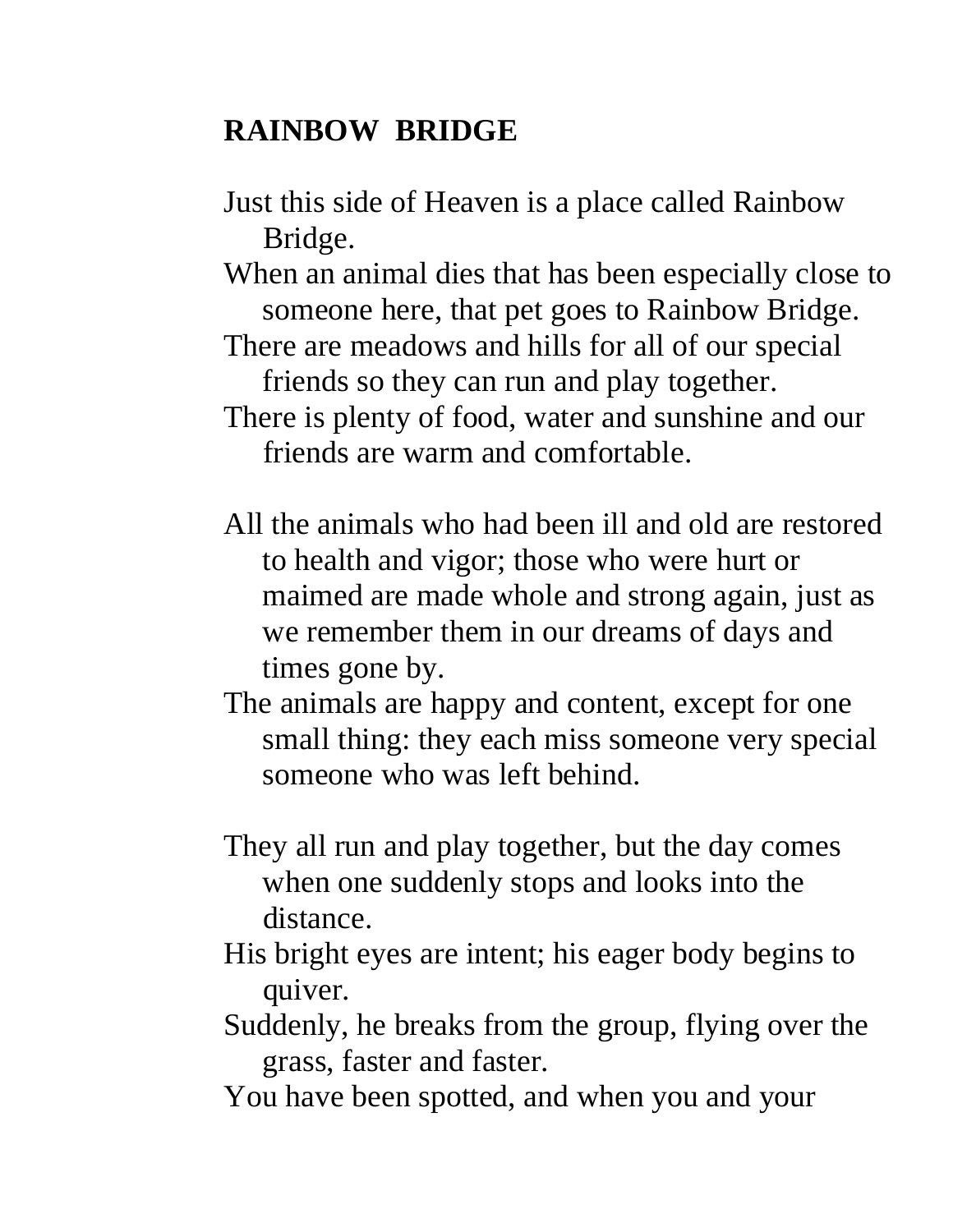# RAINBOW BRIDGE

Just this side of Heaven is a place called Rainbow Bridge.
When an animal dies that has been especially close to someone here, that pet goes to Rainbow Bridge.
There are meadows and hills for all of our special friends so they can run and play together.
There is plenty of food, water and sunshine and our friends are warm and comfortable.

All the animals who had been ill and old are restored to health and vigor; those who were hurt or maimed are made whole and strong again, just as we remember them in our dreams of days and times gone by.
The animals are happy and content, except for one small thing: they each miss someone very special someone who was left behind.

They all run and play together, but the day comes when one suddenly stops and looks into the distance.
His bright eyes are intent; his eager body begins to quiver.
Suddenly, he breaks from the group, flying over the grass, faster and faster.
You have been spotted, and when you and your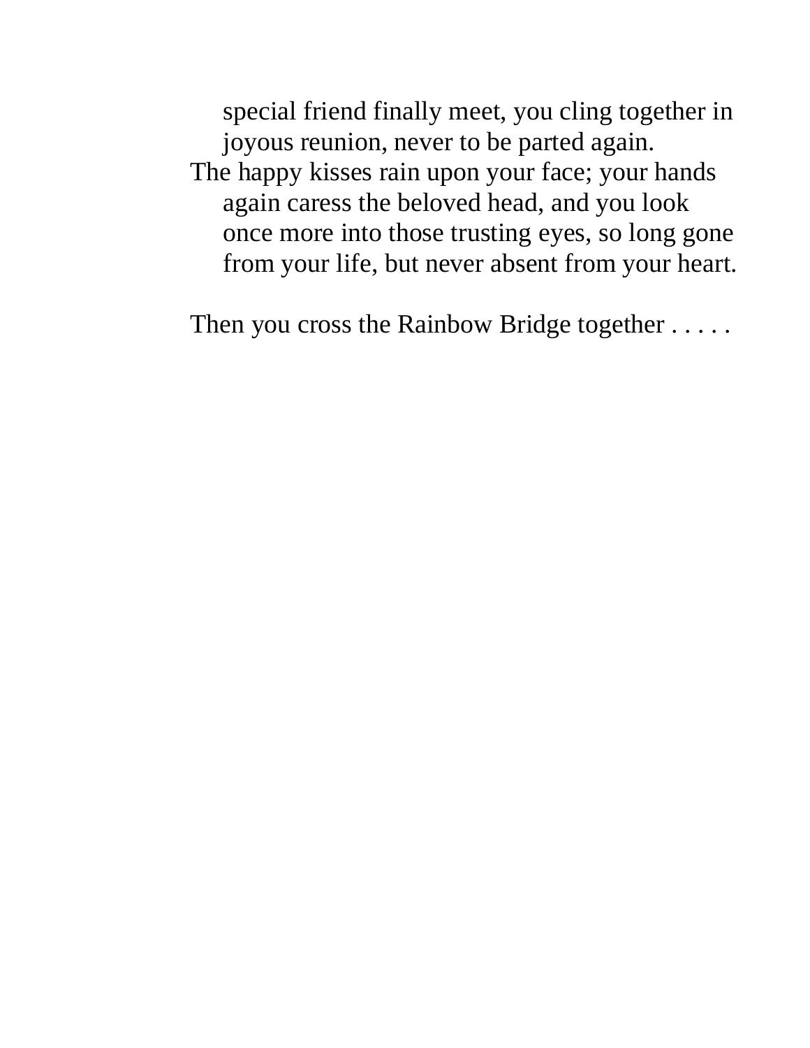special friend finally meet, you cling together in joyous reunion, never to be parted again.

The happy kisses rain upon your face; your hands again caress the beloved head, and you look once more into those trusting eyes, so long gone from your life, but never absent from your heart.

Then you cross the Rainbow Bridge together . . . . .